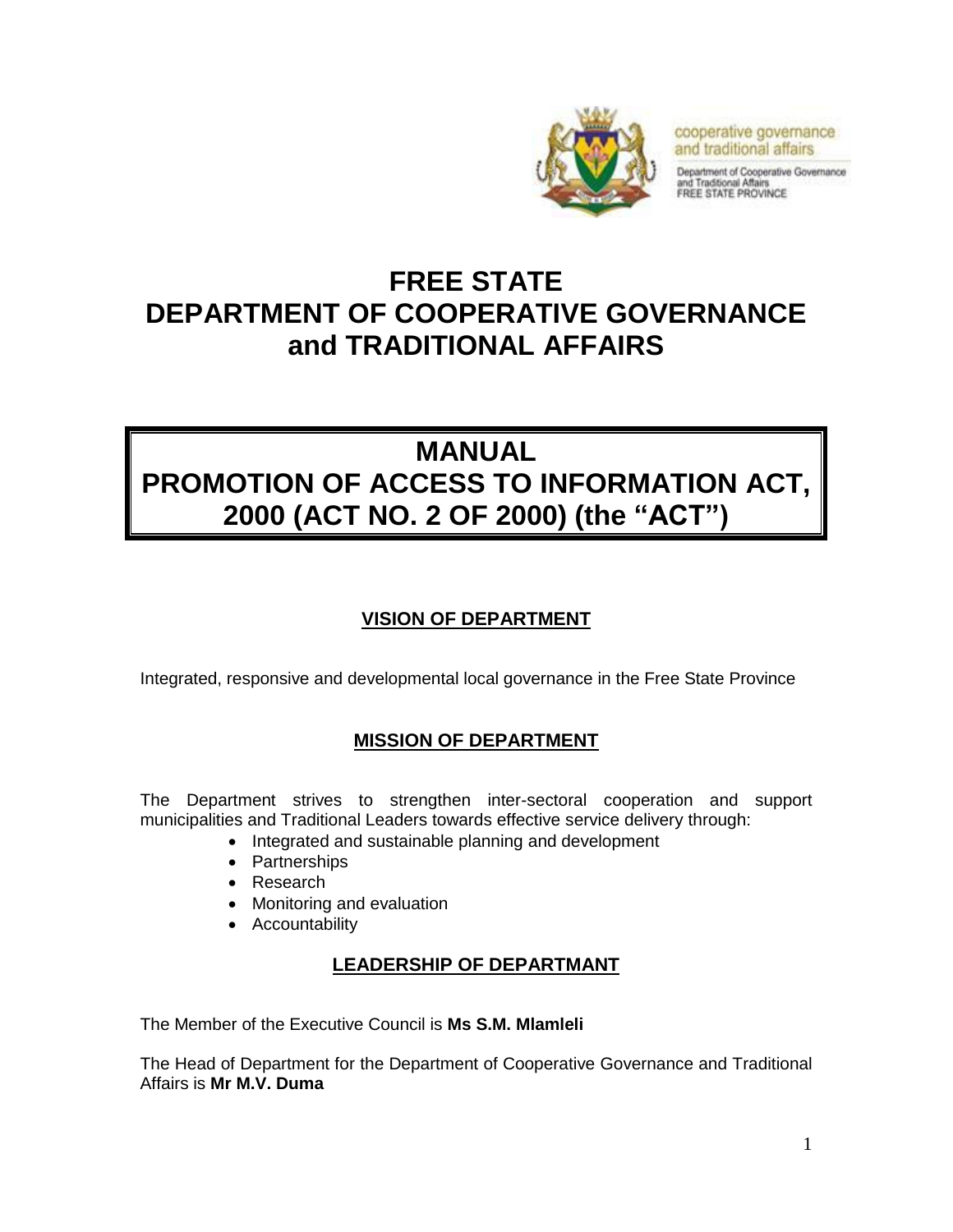cooperative governance
and traditional affairs

Department of Cooperative Governance
and Traditional Affairs
FREE STATE PROVINCE

# FREE STATE
# DEPARTMENT OF COOPERATIVE GOVERNANCE and TRADITIONAL AFFAIRS

# MANUAL
# PROMOTION OF ACCESS TO INFORMATION ACT, 2000 (ACT NO. 2 OF 2000) (the "ACT")

## VISION OF DEPARTMENT

Integrated, responsive and developmental local governance in the Free State Province

## MISSION OF DEPARTMENT

The Department strives to strengthen inter-sectoral cooperation and support municipalities and Traditional Leaders towards effective service delivery through:

- Integrated and sustainable planning and development
- Partnerships
- Research
- Monitoring and evaluation
- Accountability

## LEADERSHIP OF DEPARTMANT

The Member of the Executive Council is **Ms S.M. Mlamleli**

The Head of Department for the Department of Cooperative Governance and Traditional Affairs is **Mr M.V. Duma**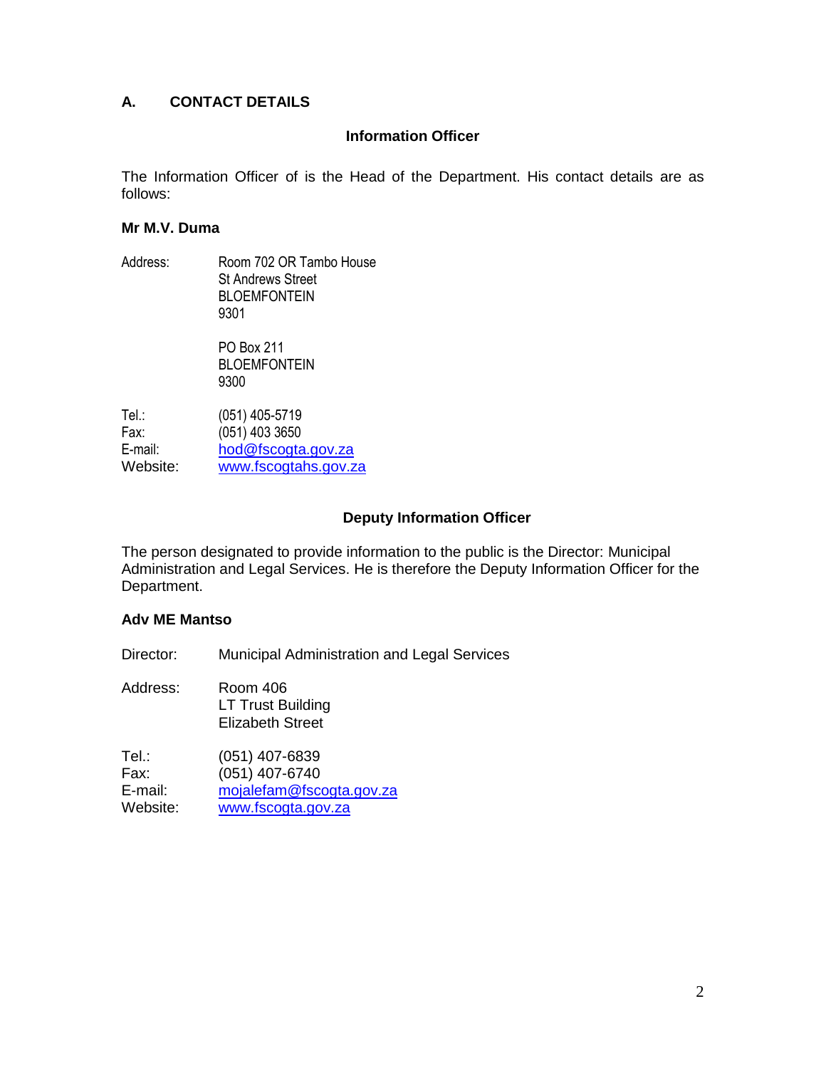## A. CONTACT DETAILS

### Information Officer

The Information Officer of is the Head of the Department. His contact details are as follows:

**Mr M.V. Duma**

Address: Room 702 OR Tambo House
St Andrews Street
BLOEMFONTEIN
9301

PO Box 211
BLOEMFONTEIN
9300

Tel.: (051) 405-5719
Fax: (051) 403 3650
E-mail: hod@fscogta.gov.za
Website: www.fscogtahs.gov.za

### Deputy Information Officer

The person designated to provide information to the public is the Director: Municipal Administration and Legal Services. He is therefore the Deputy Information Officer for the Department.

**Adv ME Mantso**

Director: Municipal Administration and Legal Services

Address: Room 406
LT Trust Building
Elizabeth Street

Tel.: (051) 407-6839
Fax: (051) 407-6740
E-mail: mojalefam@fscogta.gov.za
Website: www.fscogta.gov.za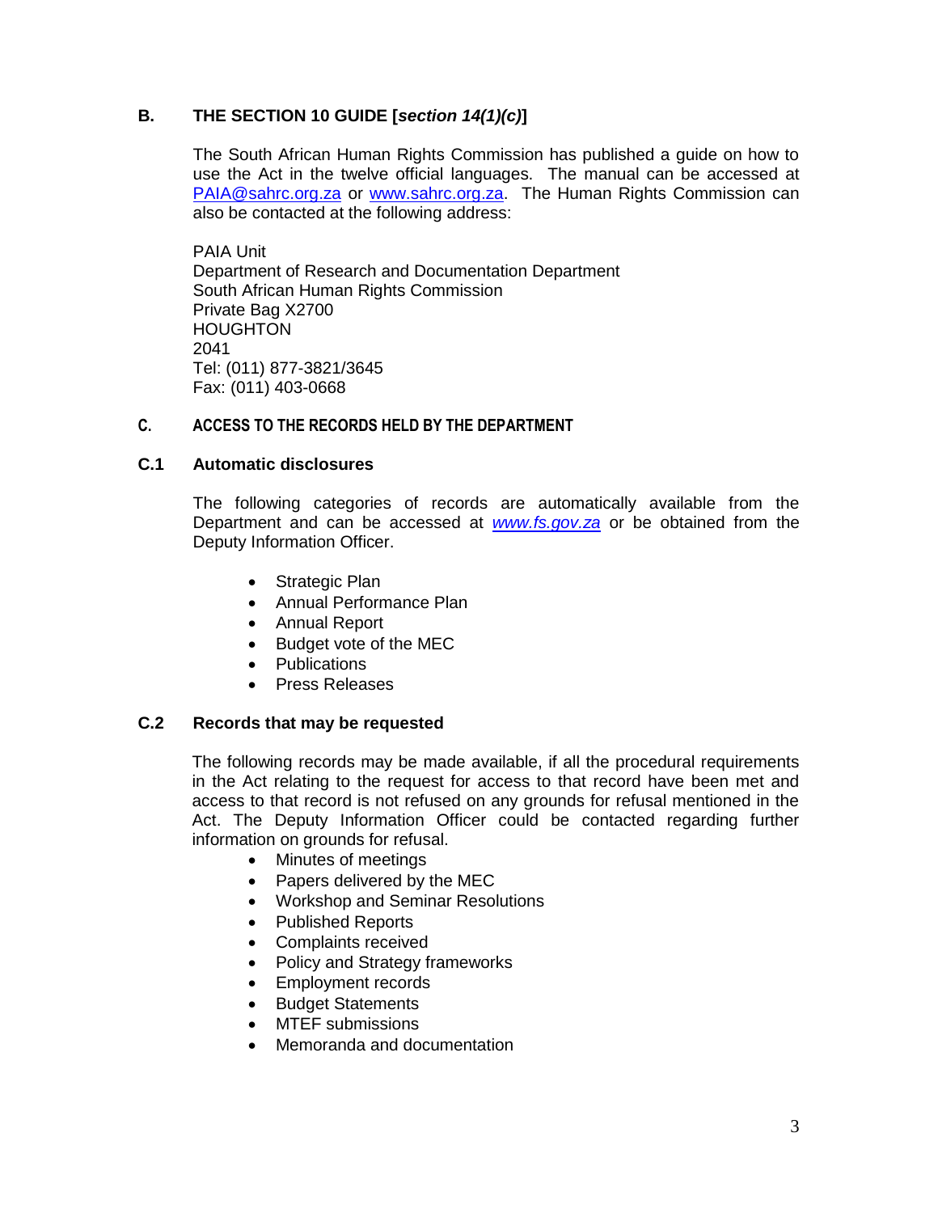## B. THE SECTION 10 GUIDE [*section 14(1)(c)*]

The South African Human Rights Commission has published a guide on how to use the Act in the twelve official languages. The manual can be accessed at PAIA@sahrc.org.za or www.sahrc.org.za. The Human Rights Commission can also be contacted at the following address:

PAIA Unit
Department of Research and Documentation Department
South African Human Rights Commission
Private Bag X2700
HOUGHTON
2041
Tel: (011) 877-3821/3645
Fax: (011) 403-0668

## C. ACCESS TO THE RECORDS HELD BY THE DEPARTMENT

### C.1 Automatic disclosures

The following categories of records are automatically available from the Department and can be accessed at *www.fs.gov.za* or be obtained from the Deputy Information Officer.

- Strategic Plan
- Annual Performance Plan
- Annual Report
- Budget vote of the MEC
- Publications
- Press Releases

### C.2 Records that may be requested

The following records may be made available, if all the procedural requirements in the Act relating to the request for access to that record have been met and access to that record is not refused on any grounds for refusal mentioned in the Act. The Deputy Information Officer could be contacted regarding further information on grounds for refusal.

- Minutes of meetings
- Papers delivered by the MEC
- Workshop and Seminar Resolutions
- Published Reports
- Complaints received
- Policy and Strategy frameworks
- Employment records
- Budget Statements
- MTEF submissions
- Memoranda and documentation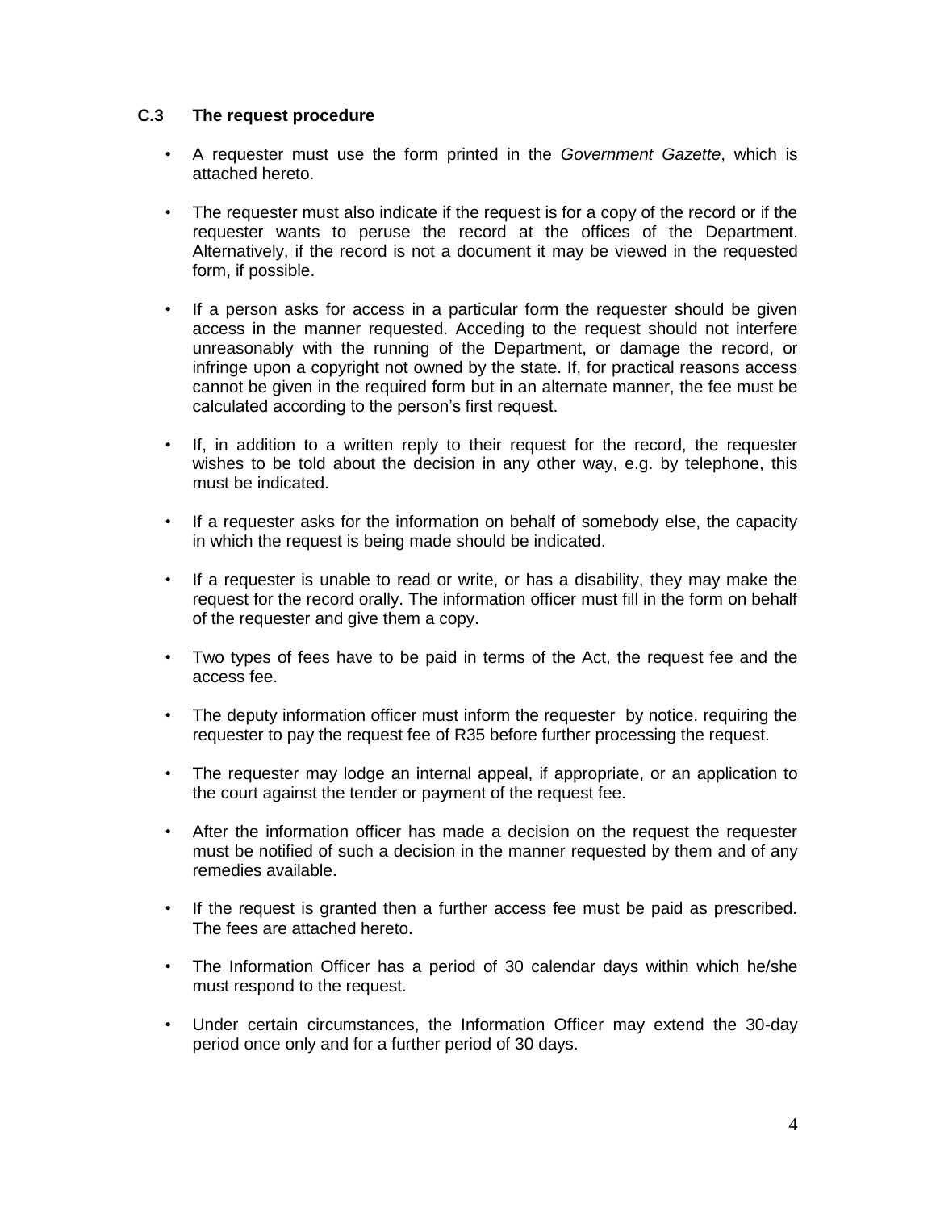### C.3 The request procedure

- A requester must use the form printed in the *Government Gazette*, which is attached hereto.
- The requester must also indicate if the request is for a copy of the record or if the requester wants to peruse the record at the offices of the Department. Alternatively, if the record is not a document it may be viewed in the requested form, if possible.
- If a person asks for access in a particular form the requester should be given access in the manner requested. Acceding to the request should not interfere unreasonably with the running of the Department, or damage the record, or infringe upon a copyright not owned by the state. If, for practical reasons access cannot be given in the required form but in an alternate manner, the fee must be calculated according to the person's first request.
- If, in addition to a written reply to their request for the record, the requester wishes to be told about the decision in any other way, e.g. by telephone, this must be indicated.
- If a requester asks for the information on behalf of somebody else, the capacity in which the request is being made should be indicated.
- If a requester is unable to read or write, or has a disability, they may make the request for the record orally. The information officer must fill in the form on behalf of the requester and give them a copy.
- Two types of fees have to be paid in terms of the Act, the request fee and the access fee.
- The deputy information officer must inform the requester by notice, requiring the requester to pay the request fee of R35 before further processing the request.
- The requester may lodge an internal appeal, if appropriate, or an application to the court against the tender or payment of the request fee.
- After the information officer has made a decision on the request the requester must be notified of such a decision in the manner requested by them and of any remedies available.
- If the request is granted then a further access fee must be paid as prescribed. The fees are attached hereto.
- The Information Officer has a period of 30 calendar days within which he/she must respond to the request.
- Under certain circumstances, the Information Officer may extend the 30-day period once only and for a further period of 30 days.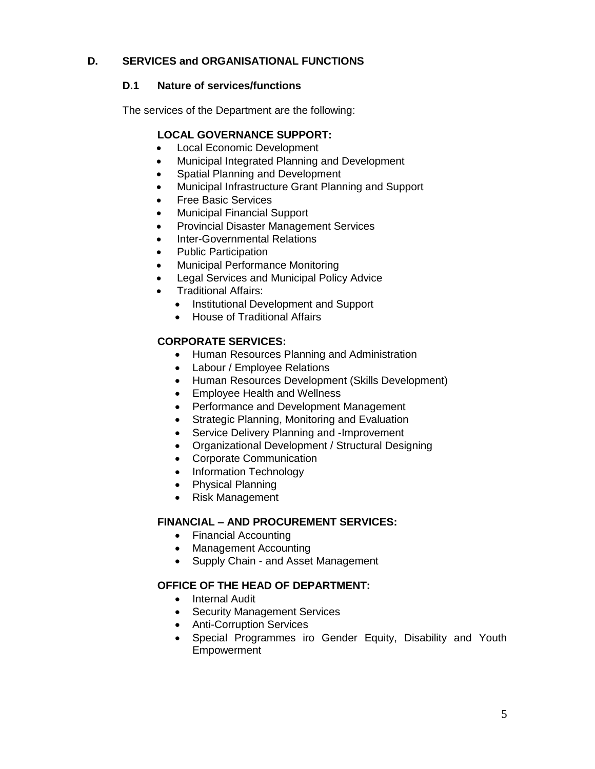## D. SERVICES and ORGANISATIONAL FUNCTIONS

### D.1 Nature of services/functions

The services of the Department are the following:

**LOCAL GOVERNANCE SUPPORT:**

- Local Economic Development
- Municipal Integrated Planning and Development
- Spatial Planning and Development
- Municipal Infrastructure Grant Planning and Support
- Free Basic Services
- Municipal Financial Support
- Provincial Disaster Management Services
- Inter-Governmental Relations
- Public Participation
- Municipal Performance Monitoring
- Legal Services and Municipal Policy Advice
- Traditional Affairs:
  - Institutional Development and Support
  - House of Traditional Affairs

**CORPORATE SERVICES:**

- Human Resources Planning and Administration
- Labour / Employee Relations
- Human Resources Development (Skills Development)
- Employee Health and Wellness
- Performance and Development Management
- Strategic Planning, Monitoring and Evaluation
- Service Delivery Planning and -Improvement
- Organizational Development / Structural Designing
- Corporate Communication
- Information Technology
- Physical Planning
- Risk Management

**FINANCIAL – AND PROCUREMENT SERVICES:**

- Financial Accounting
- Management Accounting
- Supply Chain - and Asset Management

**OFFICE OF THE HEAD OF DEPARTMENT:**

- Internal Audit
- Security Management Services
- Anti-Corruption Services
- Special Programmes iro Gender Equity, Disability and Youth Empowerment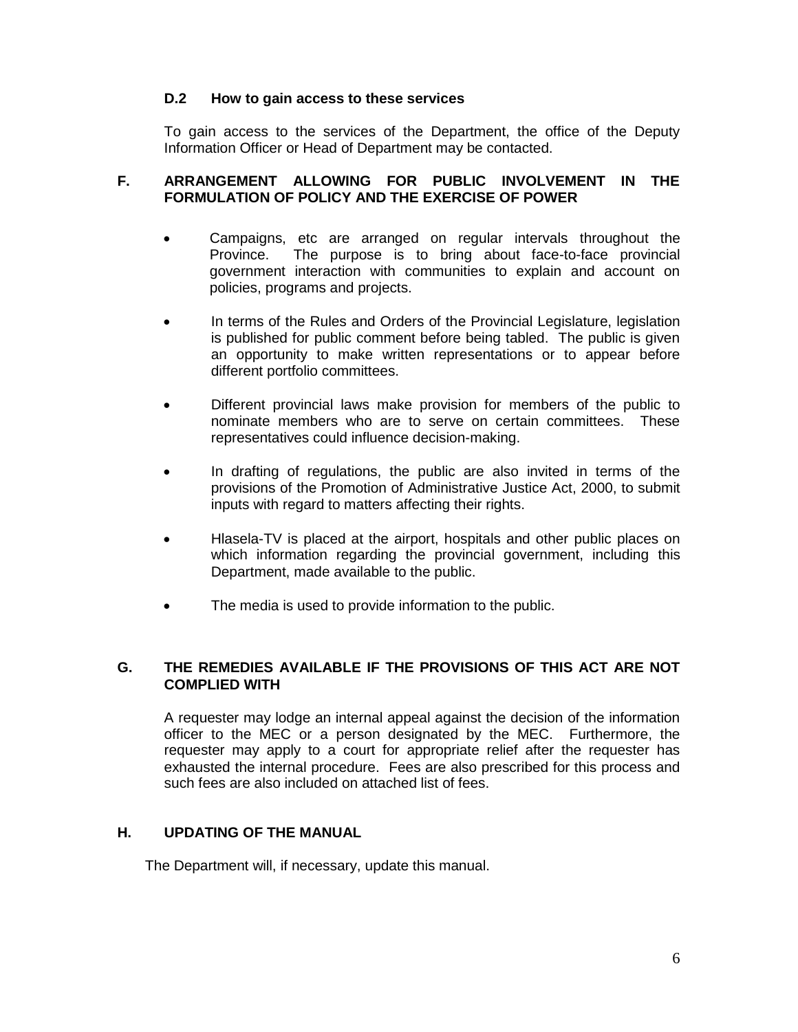### D.2 How to gain access to these services

To gain access to the services of the Department, the office of the Deputy Information Officer or Head of Department may be contacted.

## F. ARRANGEMENT ALLOWING FOR PUBLIC INVOLVEMENT IN THE FORMULATION OF POLICY AND THE EXERCISE OF POWER

- Campaigns, etc are arranged on regular intervals throughout the Province. The purpose is to bring about face-to-face provincial government interaction with communities to explain and account on policies, programs and projects.
- In terms of the Rules and Orders of the Provincial Legislature, legislation is published for public comment before being tabled. The public is given an opportunity to make written representations or to appear before different portfolio committees.
- Different provincial laws make provision for members of the public to nominate members who are to serve on certain committees. These representatives could influence decision-making.
- In drafting of regulations, the public are also invited in terms of the provisions of the Promotion of Administrative Justice Act, 2000, to submit inputs with regard to matters affecting their rights.
- Hlasela-TV is placed at the airport, hospitals and other public places on which information regarding the provincial government, including this Department, made available to the public.
- The media is used to provide information to the public.

## G. THE REMEDIES AVAILABLE IF THE PROVISIONS OF THIS ACT ARE NOT COMPLIED WITH

A requester may lodge an internal appeal against the decision of the information officer to the MEC or a person designated by the MEC. Furthermore, the requester may apply to a court for appropriate relief after the requester has exhausted the internal procedure. Fees are also prescribed for this process and such fees are also included on attached list of fees.

## H. UPDATING OF THE MANUAL

The Department will, if necessary, update this manual.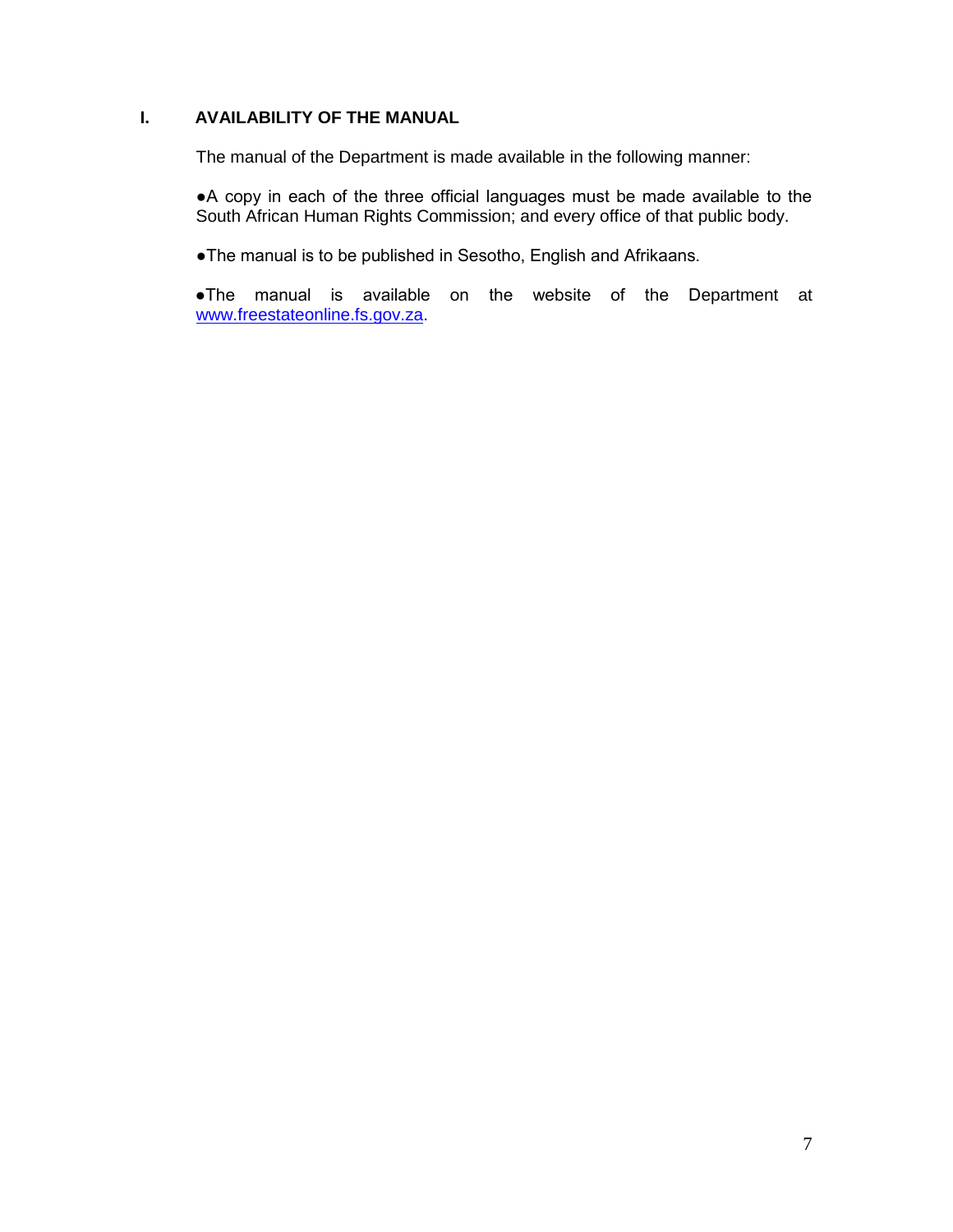## I. AVAILABILITY OF THE MANUAL

The manual of the Department is made available in the following manner:

●A copy in each of the three official languages must be made available to the South African Human Rights Commission; and every office of that public body.

●The manual is to be published in Sesotho, English and Afrikaans.

●The manual is available on the website of the Department at www.freestateonline.fs.gov.za.